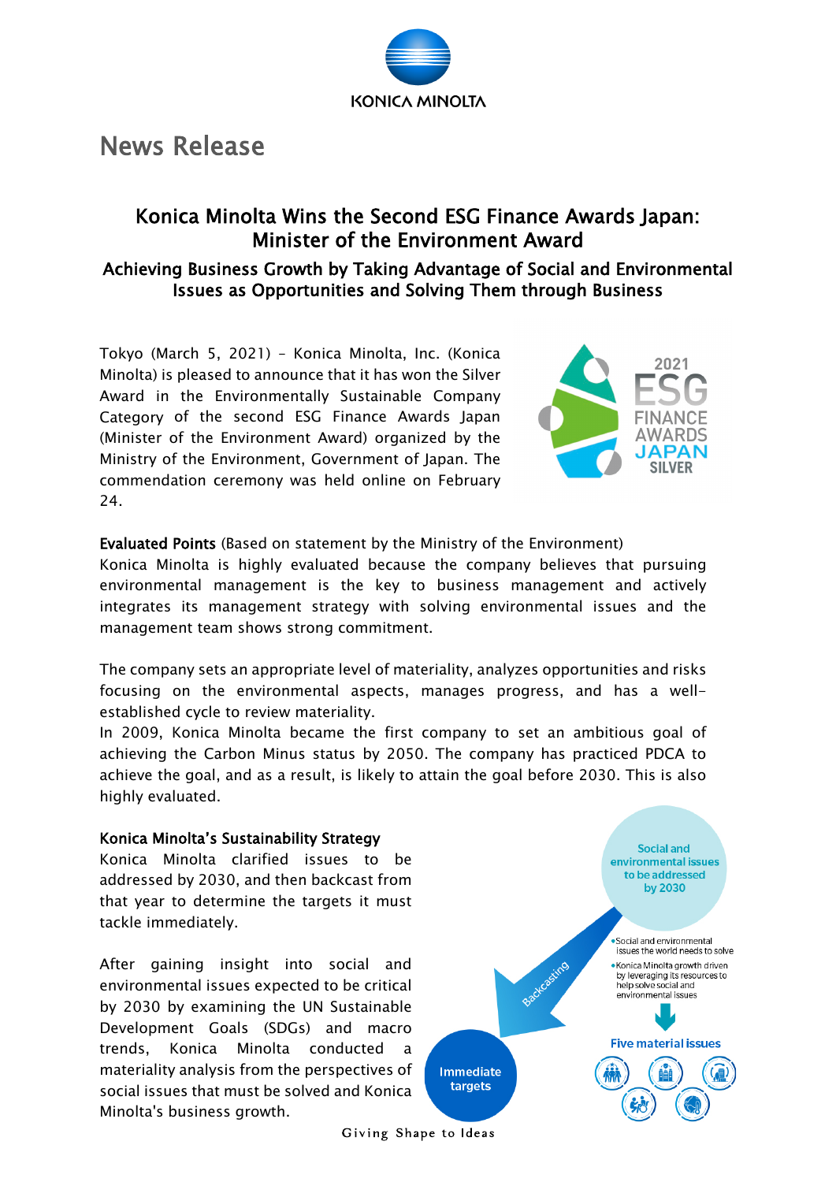# News Release

## Konica Minolta Wins the Second ESG Finance Awards Japan: Minister of the Environment Award

### Achieving Business Growth by Taking Advantage of Social and Environmental Issues as Opportunities and Solving Them through Business

Tokyo (March 5, 2021) – Konica Minolta, Inc. (Konica Minolta) is pleased to announce that it has won the Silver Award in the Environmentally Sustainable Company Category of the second ESG Finance Awards Japan (Minister of the Environment Award) organized by the Ministry of the Environment, Government of Japan. The commendation ceremony was held online on February 24.

**Evaluated Points** (Based on statement by the Ministry of the Environment)

Konica Minolta is highly evaluated because the company believes that pursuing environmental management is the key to business management and actively integrates its management strategy with solving environmental issues and the management team shows strong commitment.

The company sets an appropriate level of materiality, analyzes opportunities and risks focusing on the environmental aspects, manages progress, and has a well-established cycle to review materiality.

In 2009, Konica Minolta became the first company to set an ambitious goal of achieving the Carbon Minus status by 2050. The company has practiced PDCA to achieve the goal, and as a result, is likely to attain the goal before 2030. This is also highly evaluated.

**Konica Minolta's Sustainability Strategy**

Konica Minolta clarified issues to be addressed by 2030, and then backcast from that year to determine the targets it must tackle immediately.

After gaining insight into social and environmental issues expected to be critical by 2030 by examining the UN Sustainable Development Goals (SDGs) and macro trends, Konica Minolta conducted a materiality analysis from the perspectives of social issues that must be solved and Konica Minolta's business growth.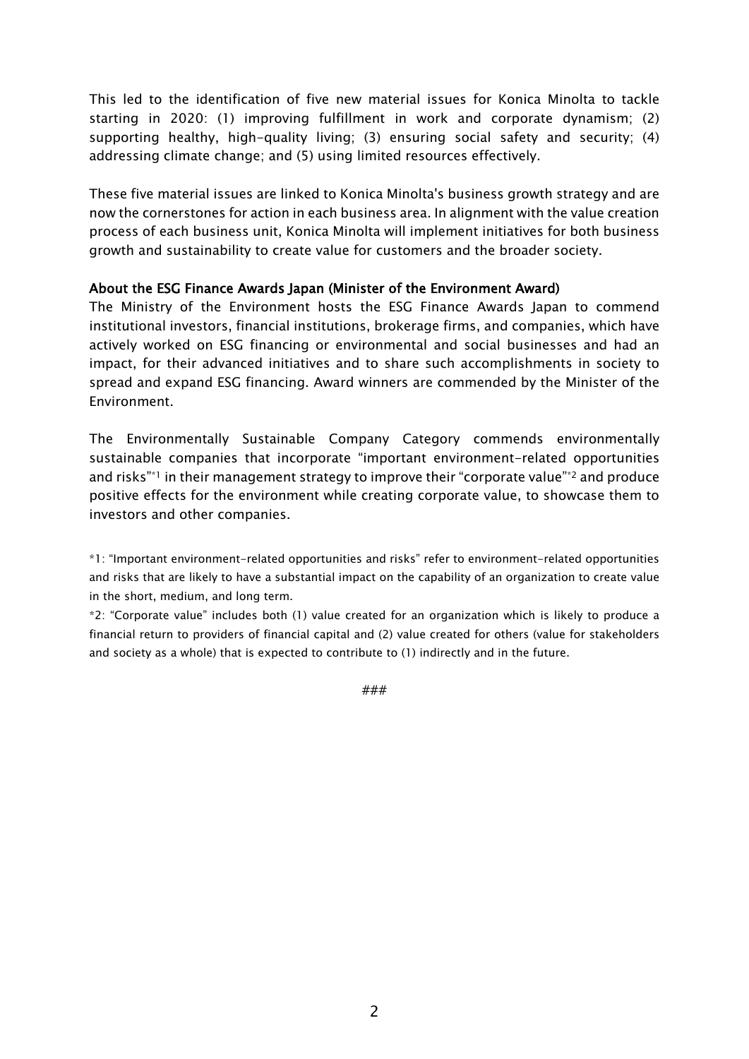This led to the identification of five new material issues for Konica Minolta to tackle starting in 2020: (1) improving fulfillment in work and corporate dynamism; (2) supporting healthy, high-quality living; (3) ensuring social safety and security; (4) addressing climate change; and (5) using limited resources effectively.

These five material issues are linked to Konica Minolta's business growth strategy and are now the cornerstones for action in each business area. In alignment with the value creation process of each business unit, Konica Minolta will implement initiatives for both business growth and sustainability to create value for customers and the broader society.

**About the ESG Finance Awards Japan (Minister of the Environment Award)**

The Ministry of the Environment hosts the ESG Finance Awards Japan to commend institutional investors, financial institutions, brokerage firms, and companies, which have actively worked on ESG financing or environmental and social businesses and had an impact, for their advanced initiatives and to share such accomplishments in society to spread and expand ESG financing. Award winners are commended by the Minister of the Environment.

The Environmentally Sustainable Company Category commends environmentally sustainable companies that incorporate "important environment-related opportunities and risks"[*1] in their management strategy to improve their "corporate value"[*2] and produce positive effects for the environment while creating corporate value, to showcase them to investors and other companies.

*1: "Important environment-related opportunities and risks" refer to environment-related opportunities and risks that are likely to have a substantial impact on the capability of an organization to create value in the short, medium, and long term.

*2: "Corporate value" includes both (1) value created for an organization which is likely to produce a financial return to providers of financial capital and (2) value created for others (value for stakeholders and society as a whole) that is expected to contribute to (1) indirectly and in the future.

###